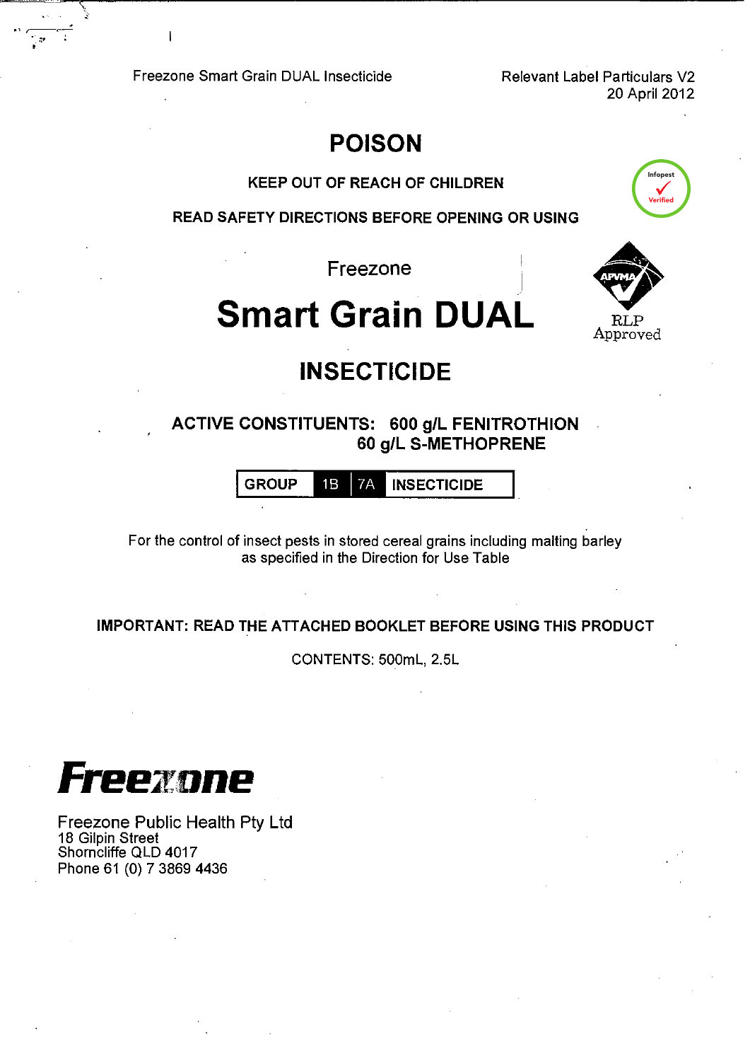Freezone Smart Grain DUAL Insecticide

Relevant Label Particulars V2
20 April 2012

# POISON

**KEEP OUT OF REACH OF CHILDREN**

**READ SAFETY DIRECTIONS BEFORE OPENING OR USING**

Infopest Verified

Freezone

# Smart Grain DUAL

APVMA RLP Approved

## INSECTICIDE

**ACTIVE CONSTITUENTS: 600 g/L FENITROTHION**
**60 g/L S-METHOPRENE**

| GROUP | 1B | 7A | INSECTICIDE |
|---|---|---|---|

For the control of insect pests in stored cereal grains including malting barley as specified in the Direction for Use Table

**IMPORTANT: READ THE ATTACHED BOOKLET BEFORE USING THIS PRODUCT**

CONTENTS: 500mL, 2.5L

**Freezone**

Freezone Public Health Pty Ltd
18 Gilpin Street
Shorncliffe QLD 4017
Phone 61 (0) 7 3869 4436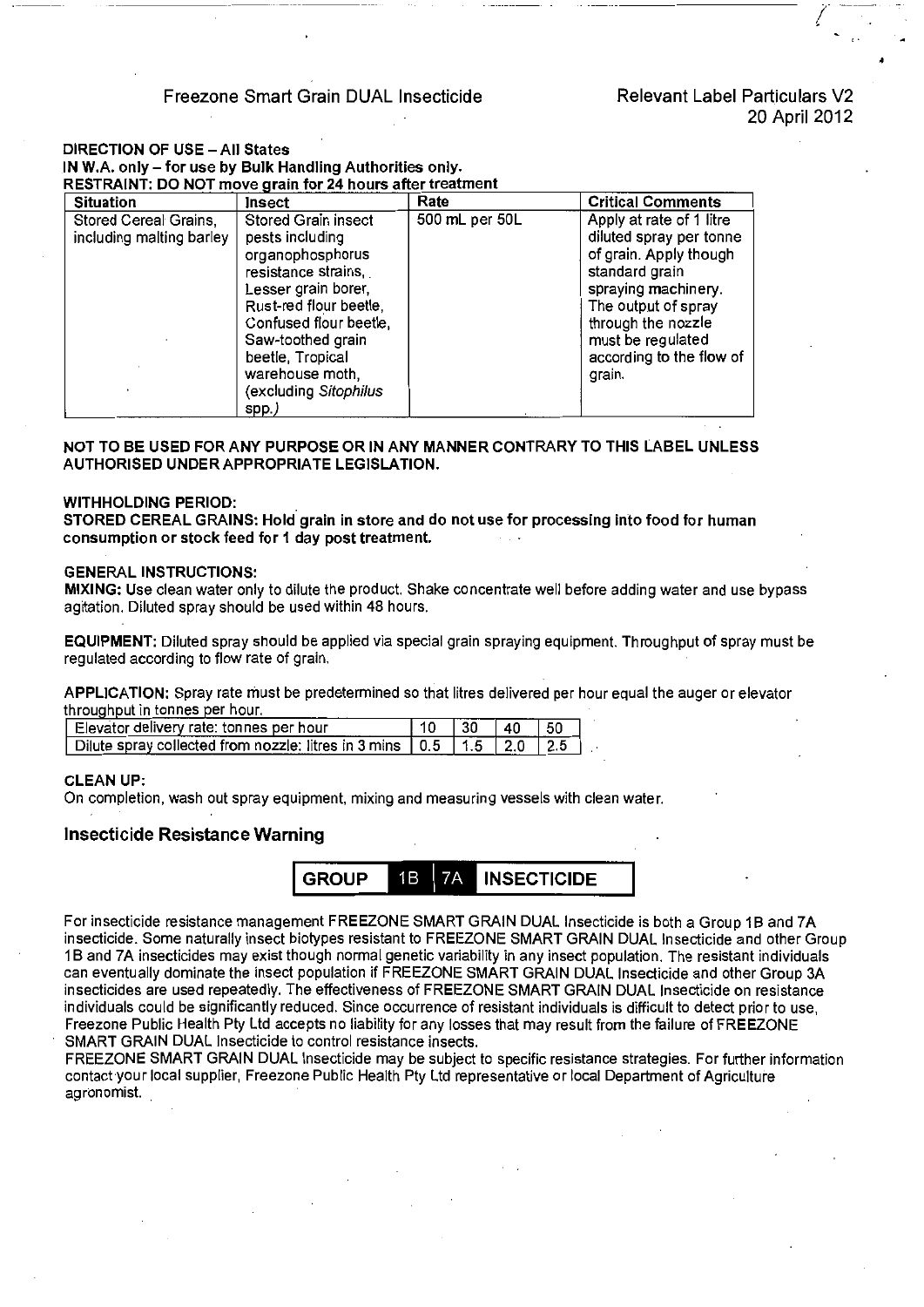Freezone Smart Grain DUAL Insecticide

Relevant Label Particulars V2
20 April 2012

**DIRECTION OF USE – All States**
**IN W.A. only – for use by Bulk Handling Authorities only.**
**RESTRAINT: DO NOT move grain for 24 hours after treatment**

| Situation | Insect | Rate | Critical Comments |
|---|---|---|---|
| Stored Cereal Grains, including malting barley | Stored Grain insect pests including organophosphorus resistance strains, Lesser grain borer, Rust-red flour beetle, Confused flour beetle, Saw-toothed grain beetle, Tropical warehouse moth, (excluding *Sitophilus* spp.) | 500 mL per 50L | Apply at rate of 1 litre diluted spray per tonne of grain. Apply though standard grain spraying machinery. The output of spray through the nozzle must be regulated according to the flow of grain. |

**NOT TO BE USED FOR ANY PURPOSE OR IN ANY MANNER CONTRARY TO THIS LABEL UNLESS AUTHORISED UNDER APPROPRIATE LEGISLATION.**

**WITHHOLDING PERIOD:**
**STORED CEREAL GRAINS: Hold grain in store and do not use for processing into food for human consumption or stock feed for 1 day post treatment.**

**GENERAL INSTRUCTIONS:**
**MIXING:** Use clean water only to dilute the product. Shake concentrate well before adding water and use bypass agitation. Diluted spray should be used within 48 hours.

**EQUIPMENT:** Diluted spray should be applied via special grain spraying equipment. Throughput of spray must be regulated according to flow rate of grain.

**APPLICATION:** Spray rate must be predetermined so that litres delivered per hour equal the auger or elevator throughput in tonnes per hour.

| Elevator delivery rate: tonnes per hour | 10 | 30 | 40 | 50 |
|---|---|---|---|---|
| Dilute spray collected from nozzle: litres in 3 mins | 0.5 | 1.5 | 2.0 | 2.5 |

**CLEAN UP:**
On completion, wash out spray equipment, mixing and measuring vessels with clean water.

## Insecticide Resistance Warning

**GROUP 1B | 7A INSECTICIDE**

For insecticide resistance management FREEZONE SMART GRAIN DUAL Insecticide is both a Group 1B and 7A insecticide. Some naturally insect biotypes resistant to FREEZONE SMART GRAIN DUAL Insecticide and other Group 1B and 7A insecticides may exist though normal genetic variability in any insect population. The resistant individuals can eventually dominate the insect population if FREEZONE SMART GRAIN DUAL Insecticide and other Group 3A insecticides are used repeatedly. The effectiveness of FREEZONE SMART GRAIN DUAL Insecticide on resistance individuals could be significantly reduced. Since occurrence of resistant individuals is difficult to detect prior to use, Freezone Public Health Pty Ltd accepts no liability for any losses that may result from the failure of FREEZONE SMART GRAIN DUAL Insecticide to control resistance insects.
FREEZONE SMART GRAIN DUAL Insecticide may be subject to specific resistance strategies. For further information contact your local supplier, Freezone Public Health Pty Ltd representative or local Department of Agriculture agronomist.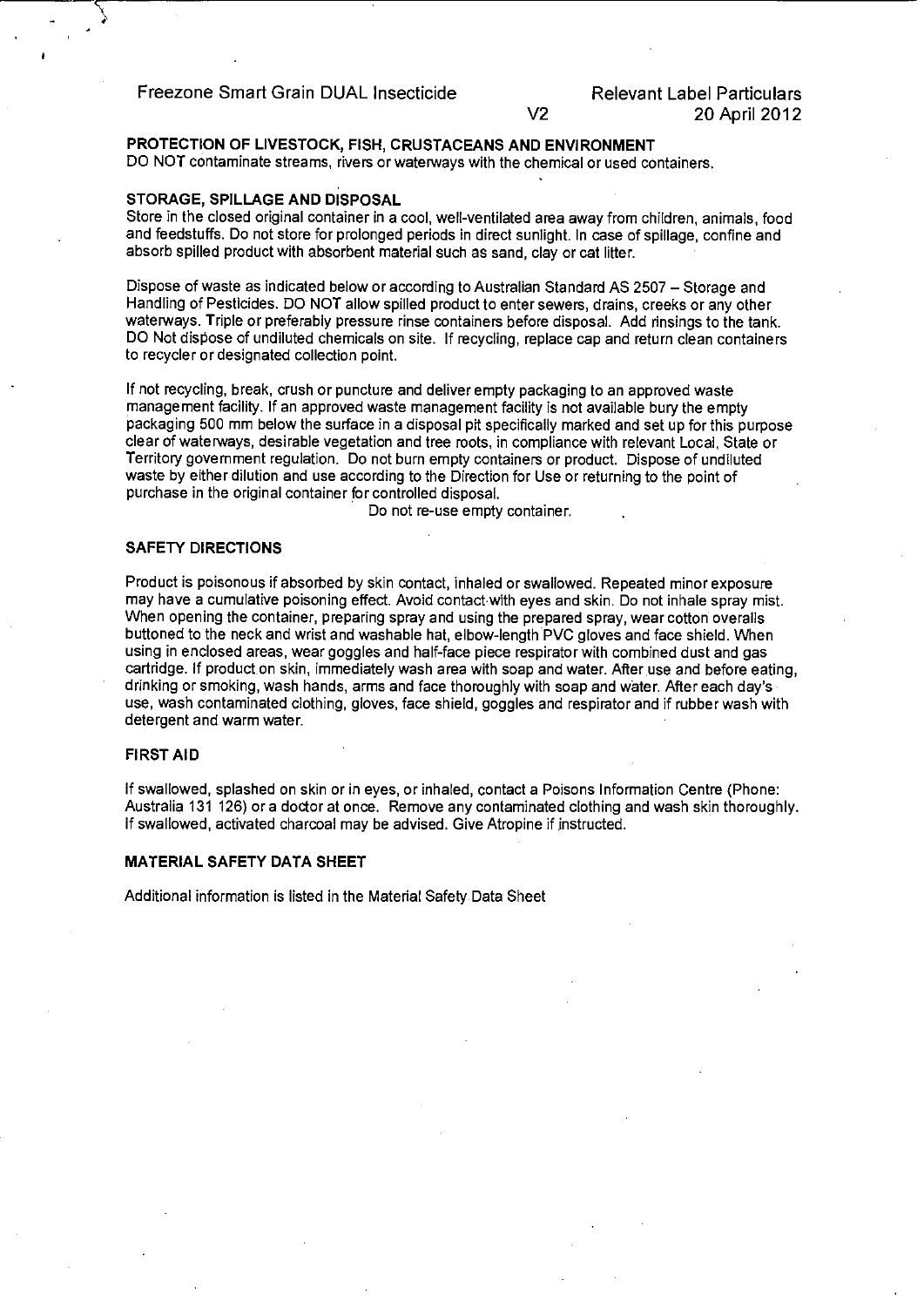## PROTECTION OF LIVESTOCK, FISH, CRUSTACEANS AND ENVIRONMENT

DO NOT contaminate streams, rivers or waterways with the chemical or used containers.

## STORAGE, SPILLAGE AND DISPOSAL

Store in the closed original container in a cool, well-ventilated area away from children, animals, food and feedstuffs. Do not store for prolonged periods in direct sunlight. In case of spillage, confine and absorb spilled product with absorbent material such as sand, clay or cat litter.

Dispose of waste as indicated below or according to Australian Standard AS 2507 – Storage and Handling of Pesticides. DO NOT allow spilled product to enter sewers, drains, creeks or any other waterways. Triple or preferably pressure rinse containers before disposal. Add rinsings to the tank. DO Not dispose of undiluted chemicals on site. If recycling, replace cap and return clean containers to recycler or designated collection point.

If not recycling, break, crush or puncture and deliver empty packaging to an approved waste management facility. If an approved waste management facility is not available bury the empty packaging 500 mm below the surface in a disposal pit specifically marked and set up for this purpose clear of waterways, desirable vegetation and tree roots, in compliance with relevant Local, State or Territory government regulation. Do not burn empty containers or product. Dispose of undiluted waste by either dilution and use according to the Direction for Use or returning to the point of purchase in the original container for controlled disposal.

Do not re-use empty container.

## SAFETY DIRECTIONS

Product is poisonous if absorbed by skin contact, inhaled or swallowed. Repeated minor exposure may have a cumulative poisoning effect. Avoid contact with eyes and skin. Do not inhale spray mist. When opening the container, preparing spray and using the prepared spray, wear cotton overalls buttoned to the neck and wrist and washable hat, elbow-length PVC gloves and face shield. When using in enclosed areas, wear goggles and half-face piece respirator with combined dust and gas cartridge. If product on skin, immediately wash area with soap and water. After use and before eating, drinking or smoking, wash hands, arms and face thoroughly with soap and water. After each day's use, wash contaminated clothing, gloves, face shield, goggles and respirator and if rubber wash with detergent and warm water.

## FIRST AID

If swallowed, splashed on skin or in eyes, or inhaled, contact a Poisons Information Centre (Phone: Australia 131 126) or a doctor at once. Remove any contaminated clothing and wash skin thoroughly. If swallowed, activated charcoal may be advised. Give Atropine if instructed.

## MATERIAL SAFETY DATA SHEET

Additional information is listed in the Material Safety Data Sheet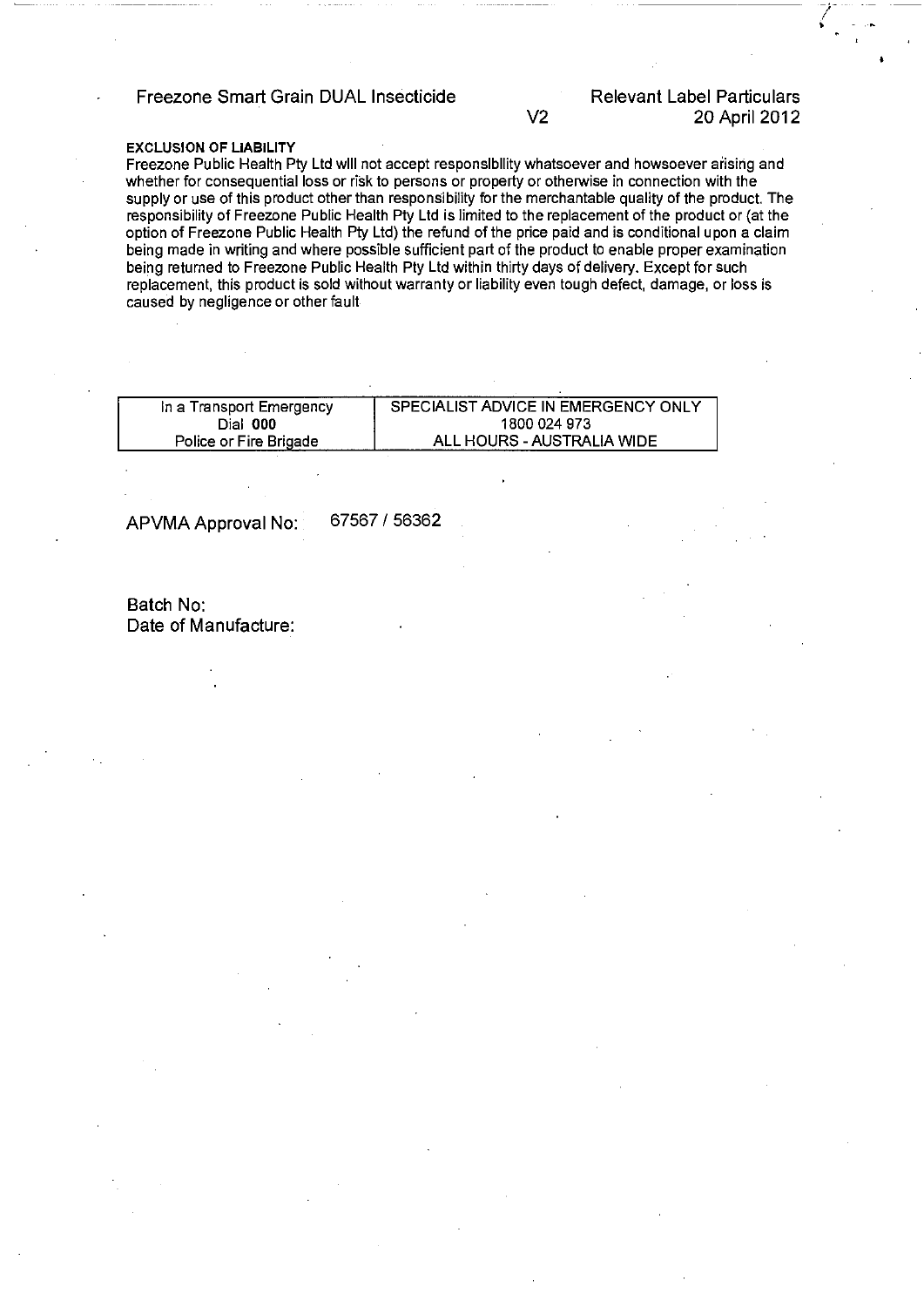Freezone Smart Grain DUAL Insecticide — V2 — Relevant Label Particulars — 20 April 2012

**EXCLUSION OF LIABILITY**

Freezone Public Health Pty Ltd will not accept responsibility whatsoever and howsoever arising and whether for consequential loss or risk to persons or property or otherwise in connection with the supply or use of this product other than responsibility for the merchantable quality of the product. The responsibility of Freezone Public Health Pty Ltd is limited to the replacement of the product or (at the option of Freezone Public Health Pty Ltd) the refund of the price paid and is conditional upon a claim being made in writing and where possible sufficient part of the product to enable proper examination being returned to Freezone Public Health Pty Ltd within thirty days of delivery. Except for such replacement, this product is sold without warranty or liability even tough defect, damage, or loss is caused by negligence or other fault

| | |
|---|---|
| In a Transport Emergency<br>Dial **000**<br>Police or Fire Brigade | SPECIALIST ADVICE IN EMERGENCY ONLY<br>1800 024 973<br>ALL HOURS - AUSTRALIA WIDE |

APVMA Approval No: 67567 / 56362

Batch No:
Date of Manufacture: